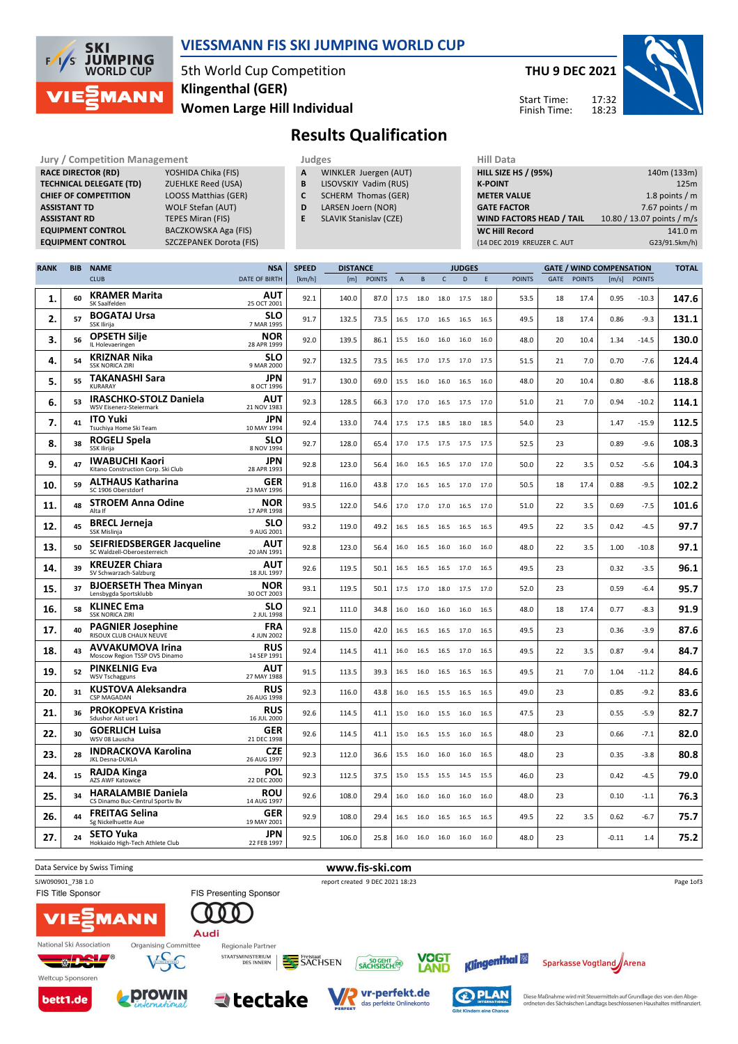# VIESSMANN FIS SKI JUMPING WORLD CUP

5th World Cup Competition
Klingenthal (GER)
Women Large Hill Individual

**THU 9 DEC 2021**

Start Time: 17:32
Finish Time: 18:23

## Results Qualification

| Jury / Competition Management | |
|---|---|
| RACE DIRECTOR (RD) | YOSHIDA Chika (FIS) |
| TECHNICAL DELEGATE (TD) | ZUEHLKE Reed (USA) |
| CHIEF OF COMPETITION | LOOSS Matthias (GER) |
| ASSISTANT TD | WOLF Stefan (AUT) |
| ASSISTANT RD | TEPES Miran (FIS) |
| EQUIPMENT CONTROL | BACZKOWSKA Aga (FIS) |
| EQUIPMENT CONTROL | SZCZEPANEK Dorota (FIS) |

| Judges | |
|---|---|
| A | WINKLER Juergen (AUT) |
| B | LISOVSKIY Vadim (RUS) |
| C | SCHERM Thomas (GER) |
| D | LARSEN Joern (NOR) |
| E | SLAVIK Stanislav (CZE) |

| Hill Data | |
|---|---|
| HILL SIZE HS / (95%) | 140m (133m) |
| K-POINT | 125m |
| METER VALUE | 1.8 points / m |
| GATE FACTOR | 7.67 points / m |
| WIND FACTORS HEAD / TAIL | 10.80 / 13.07 points / m/s |
| WC Hill Record | 141.0 m |
| (14 DEC 2019 KREUZER C. AUT | G23/91.5km/h) |

| RANK | BIB | NAME / CLUB | NSA / DATE OF BIRTH | SPEED [km/h] | DISTANCE [m] | DISTANCE POINTS | A | B | C | D | E | JUDGES POINTS | GATE | GATE POINTS | WIND [m/s] | WIND POINTS | TOTAL |
|---|---|---|---|---|---|---|---|---|---|---|---|---|---|---|---|---|---|
| 1. | 60 | **KRAMER Marita** SK Saalfelden | AUT 25 OCT 2001 | 92.1 | 140.0 | 87.0 | 17.5 | 18.0 | 18.0 | 17.5 | 18.0 | 53.5 | 18 | 17.4 | 0.95 | -10.3 | 147.6 |
| 2. | 57 | **BOGATAJ Ursa** SSK Ilirija | SLO 7 MAR 1995 | 91.7 | 132.5 | 73.5 | 16.5 | 17.0 | 16.5 | 16.5 | 16.5 | 49.5 | 18 | 17.4 | 0.86 | -9.3 | 131.1 |
| 3. | 56 | **OPSETH Silje** IL Holevaeringen | NOR 28 APR 1999 | 92.0 | 139.5 | 86.1 | 15.5 | 16.0 | 16.0 | 16.0 | 16.0 | 48.0 | 20 | 10.4 | 1.34 | -14.5 | 130.0 |
| 4. | 54 | **KRIZNAR Nika** SSK NORICA ZIRI | SLO 9 MAR 2000 | 92.7 | 132.5 | 73.5 | 16.5 | 17.0 | 17.5 | 17.0 | 17.5 | 51.5 | 21 | 7.0 | 0.70 | -7.6 | 124.4 |
| 5. | 55 | **TAKANASHI Sara** KURARAY | JPN 8 OCT 1996 | 91.7 | 130.0 | 69.0 | 15.5 | 16.0 | 16.0 | 16.5 | 16.0 | 48.0 | 20 | 10.4 | 0.80 | -8.6 | 118.8 |
| 6. | 53 | **IRASCHKO-STOLZ Daniela** WSV Eisenerz-Steiermark | AUT 21 NOV 1983 | 92.3 | 128.5 | 66.3 | 17.0 | 17.0 | 16.5 | 17.5 | 17.0 | 51.0 | 21 | 7.0 | 0.94 | -10.2 | 114.1 |
| 7. | 41 | **ITO Yuki** Tsuchiya Home Ski Team | JPN 10 MAY 1994 | 92.4 | 133.0 | 74.4 | 17.5 | 17.5 | 18.5 | 18.0 | 18.5 | 54.0 | 23 | | 1.47 | -15.9 | 112.5 |
| 8. | 38 | **ROGELJ Spela** SSK Ilirija | SLO 8 NOV 1994 | 92.7 | 128.0 | 65.4 | 17.0 | 17.5 | 17.5 | 17.5 | 17.5 | 52.5 | 23 | | 0.89 | -9.6 | 108.3 |
| 9. | 47 | **IWABUCHI Kaori** Kitano Construction Corp. Ski Club | JPN 28 APR 1993 | 92.8 | 123.0 | 56.4 | 16.0 | 16.5 | 16.5 | 17.0 | 17.0 | 50.0 | 22 | 3.5 | 0.52 | -5.6 | 104.3 |
| 10. | 59 | **ALTHAUS Katharina** SC 1906 Oberstdorf | GER 23 MAY 1996 | 91.8 | 116.0 | 43.8 | 17.0 | 16.5 | 16.5 | 17.0 | 17.0 | 50.5 | 18 | 17.4 | 0.88 | -9.5 | 102.2 |
| 11. | 48 | **STROEM Anna Odine** Alta If | NOR 17 APR 1998 | 93.5 | 122.0 | 54.6 | 17.0 | 17.0 | 17.0 | 16.5 | 17.0 | 51.0 | 22 | 3.5 | 0.69 | -7.5 | 101.6 |
| 12. | 45 | **BRECL Jerneja** SSK Mislinja | SLO 9 AUG 2001 | 93.2 | 119.0 | 49.2 | 16.5 | 16.5 | 16.5 | 16.5 | 16.5 | 49.5 | 22 | 3.5 | 0.42 | -4.5 | 97.7 |
| 13. | 50 | **SEIFRIEDSBERGER Jacqueline** SC Waldzell-Oberoesterreich | AUT 20 JAN 1991 | 92.8 | 123.0 | 56.4 | 16.0 | 16.5 | 16.0 | 16.0 | 16.0 | 48.0 | 22 | 3.5 | 1.00 | -10.8 | 97.1 |
| 14. | 39 | **KREUZER Chiara** SV Schwarzach-Salzburg | AUT 18 JUL 1997 | 92.6 | 119.5 | 50.1 | 16.5 | 16.5 | 16.5 | 17.0 | 16.5 | 49.5 | 23 | | 0.32 | -3.5 | 96.1 |
| 15. | 37 | **BJOERSETH Thea Minyan** Lensbygda Sportsklubb | NOR 30 OCT 2003 | 93.1 | 119.5 | 50.1 | 17.5 | 17.0 | 18.0 | 17.5 | 17.0 | 52.0 | 23 | | 0.59 | -6.4 | 95.7 |
| 16. | 58 | **KLINEC Ema** SSK NORICA ZIRI | SLO 2 JUL 1998 | 92.1 | 111.0 | 34.8 | 16.0 | 16.0 | 16.0 | 16.0 | 16.5 | 48.0 | 18 | 17.4 | 0.77 | -8.3 | 91.9 |
| 17. | 40 | **PAGNIER Josephine** RISOUX CLUB CHAUX NEUVE | FRA 4 JUN 2002 | 92.8 | 115.0 | 42.0 | 16.5 | 16.5 | 16.5 | 17.0 | 16.5 | 49.5 | 23 | | 0.36 | -3.9 | 87.6 |
| 18. | 43 | **AVVAKUMOVA Irina** Moscow Region TSSP OVS Dinamo | RUS 14 SEP 1991 | 92.4 | 114.5 | 41.1 | 16.0 | 16.5 | 16.5 | 17.0 | 16.5 | 49.5 | 22 | 3.5 | 0.87 | -9.4 | 84.7 |
| 19. | 52 | **PINKELNIG Eva** WSV Tschagguns | AUT 27 MAY 1988 | 91.5 | 113.5 | 39.3 | 16.5 | 16.0 | 16.5 | 16.5 | 16.5 | 49.5 | 21 | 7.0 | 1.04 | -11.2 | 84.6 |
| 20. | 31 | **KUSTOVA Aleksandra** CSP MAGADAN | RUS 26 AUG 1998 | 92.3 | 116.0 | 43.8 | 16.0 | 16.5 | 15.5 | 16.5 | 16.5 | 49.0 | 23 | | 0.85 | -9.2 | 83.6 |
| 21. | 36 | **PROKOPEVA Kristina** Sdushor Aist uor1 | RUS 16 JUL 2000 | 92.6 | 114.5 | 41.1 | 15.0 | 16.0 | 15.5 | 16.0 | 16.5 | 47.5 | 23 | | 0.55 | -5.9 | 82.7 |
| 22. | 30 | **GOERLICH Luisa** WSV 08 Lauscha | GER 21 DEC 1998 | 92.6 | 114.5 | 41.1 | 15.0 | 16.5 | 15.5 | 16.0 | 16.5 | 48.0 | 23 | | 0.66 | -7.1 | 82.0 |
| 23. | 28 | **INDRACKOVA Karolina** JKL Desna-DUKLA | CZE 26 AUG 1997 | 92.3 | 112.0 | 36.6 | 15.5 | 16.0 | 16.0 | 16.0 | 16.5 | 48.0 | 23 | | 0.35 | -3.8 | 80.8 |
| 24. | 15 | **RAJDA Kinga** AZS AWF Katowice | POL 22 DEC 2000 | 92.3 | 112.5 | 37.5 | 15.0 | 15.5 | 15.5 | 14.5 | 15.5 | 46.0 | 23 | | 0.42 | -4.5 | 79.0 |
| 25. | 34 | **HARALAMBIE Daniela** CS Dinamo Buc-Centrul Sportiv Bv | ROU 14 AUG 1997 | 92.6 | 108.0 | 29.4 | 16.0 | 16.0 | 16.0 | 16.0 | 16.0 | 48.0 | 23 | | 0.10 | -1.1 | 76.3 |
| 26. | 44 | **FREITAG Selina** Sg Nickelhuette Aue | GER 19 MAY 2001 | 92.9 | 108.0 | 29.4 | 16.5 | 16.0 | 16.5 | 16.5 | 16.5 | 49.5 | 22 | 3.5 | 0.62 | -6.7 | 75.7 |
| 27. | 24 | **SETO Yuka** Hokkaido High-Tech Athlete Club | JPN 22 FEB 1997 | 92.5 | 106.0 | 25.8 | 16.0 | 16.0 | 16.0 | 16.0 | 16.0 | 48.0 | 23 | | -0.11 | 1.4 | 75.2 |

Data Service by Swiss Timing — www.fis-ski.com

SJW090901_73B 1.0 — report created 9 DEC 2021 18:23

FIS Title Sponsor: VIESSMANN — FIS Presenting Sponsor: Audi

National Ski Association: DSV — Organising Committee: VSC — Regionale Partner: Staatsministerium des Innern, Freistaat Sachsen, So geht sächsisch, Vogtland, Klingenthal, Sparkasse Vogtland Arena

Weltcup Sponsoren: bett1.de, prowin international, tectake, vr-perfekt.de, Plan International

Diese Maßnahme wird mit Steuermitteln auf Grundlage des von den Abgeordneten des Sächsischen Landtags beschlossenen Haushaltes mitfinanziert.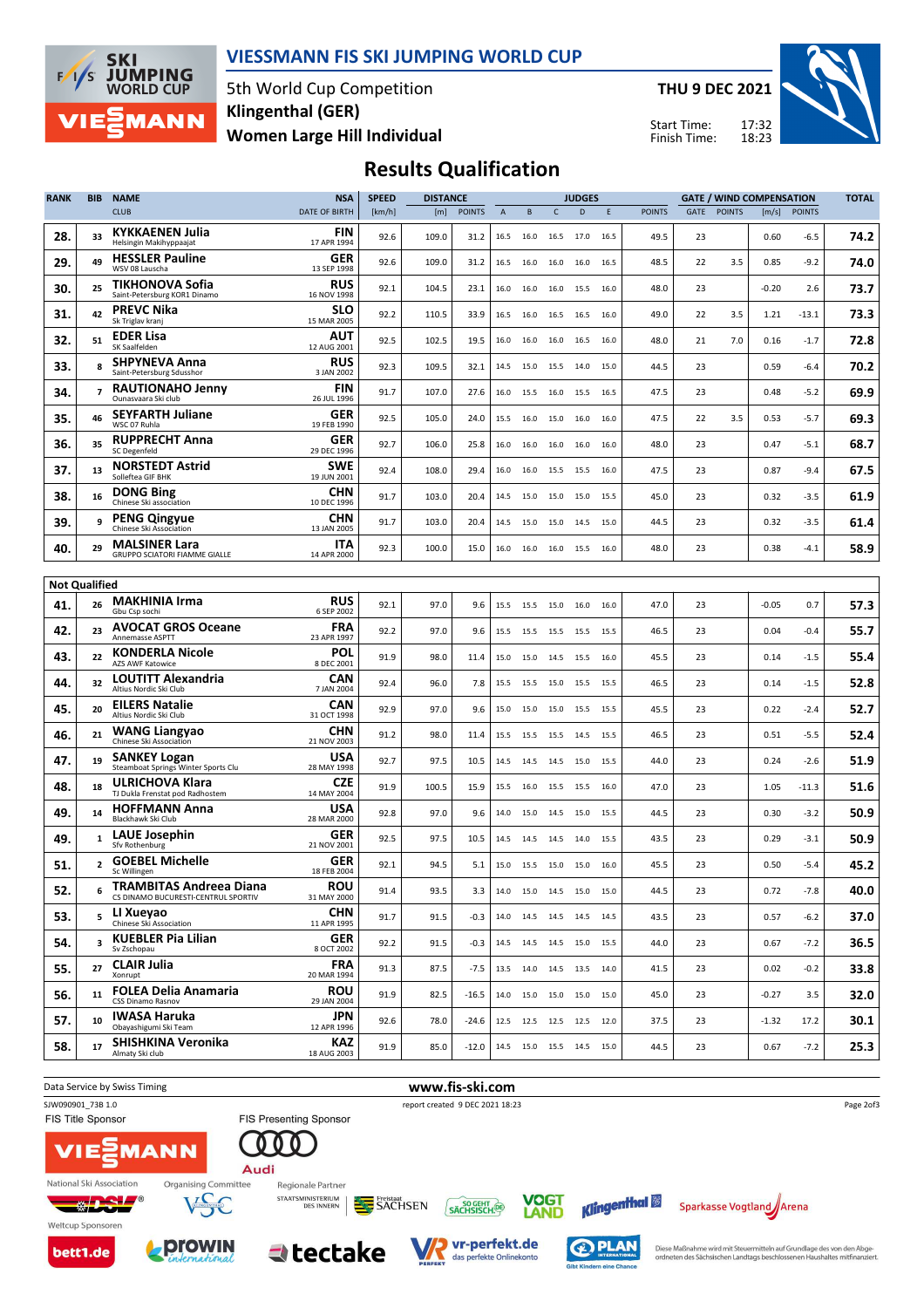# VIESSMANN FIS SKI JUMPING WORLD CUP

5th World Cup Competition
Klingenthal (GER)
Women Large Hill Individual

THU 9 DEC 2021

Start Time: 17:32
Finish Time: 18:23

## Results Qualification

| RANK | BIB | NAME / CLUB | NSA / DATE OF BIRTH | SPEED [km/h] | DISTANCE [m] | DISTANCE POINTS | A | B | C | D | E | JUDGES POINTS | GATE | GATE POINTS | WIND [m/s] | WIND POINTS | TOTAL |
|---|---|---|---|---|---|---|---|---|---|---|---|---|---|---|---|---|---|
| 28. | 33 | KYKKAENEN Julia / Helsingin Makihyppaajat | FIN / 17 APR 1994 | 92.6 | 109.0 | 31.2 | 16.5 | 16.0 | 16.5 | 17.0 | 16.5 | 49.5 | 23 | | 0.60 | -6.5 | 74.2 |
| 29. | 49 | HESSLER Pauline / WSV 08 Lauscha | GER / 13 SEP 1998 | 92.6 | 109.0 | 31.2 | 16.5 | 16.0 | 16.0 | 16.0 | 16.5 | 48.5 | 22 | 3.5 | 0.85 | -9.2 | 74.0 |
| 30. | 25 | TIKHONOVA Sofia / Saint-Petersburg KOR1 Dinamo | RUS / 16 NOV 1998 | 92.1 | 104.5 | 23.1 | 16.0 | 16.0 | 16.0 | 15.5 | 16.0 | 48.0 | 23 | | -0.20 | 2.6 | 73.7 |
| 31. | 42 | PREVC Nika / Sk Triglav kranj | SLO / 15 MAR 2005 | 92.2 | 110.5 | 33.9 | 16.5 | 16.0 | 16.5 | 16.5 | 16.0 | 49.0 | 22 | 3.5 | 1.21 | -13.1 | 73.3 |
| 32. | 51 | EDER Lisa / SK Saalfelden | AUT / 12 AUG 2001 | 92.5 | 102.5 | 19.5 | 16.0 | 16.0 | 16.0 | 16.5 | 16.0 | 48.0 | 21 | 7.0 | 0.16 | -1.7 | 72.8 |
| 33. | 8 | SHPYNEVA Anna / Saint-Petersburg Sdusshor | RUS / 3 JAN 2002 | 92.3 | 109.5 | 32.1 | 14.5 | 15.0 | 15.5 | 14.0 | 15.0 | 44.5 | 23 | | 0.59 | -6.4 | 70.2 |
| 34. | 7 | RAUTIONAHO Jenny / Ounasvaara Ski club | FIN / 26 JUL 1996 | 91.7 | 107.0 | 27.6 | 16.0 | 15.5 | 16.0 | 15.5 | 16.5 | 47.5 | 23 | | 0.48 | -5.2 | 69.9 |
| 35. | 46 | SEYFARTH Juliane / WSC 07 Ruhla | GER / 19 FEB 1990 | 92.5 | 105.0 | 24.0 | 15.5 | 16.0 | 15.0 | 16.0 | 16.0 | 47.5 | 22 | 3.5 | 0.53 | -5.7 | 69.3 |
| 36. | 35 | RUPPRECHT Anna / SC Degenfeld | GER / 29 DEC 1996 | 92.7 | 106.0 | 25.8 | 16.0 | 16.0 | 16.0 | 16.0 | 16.0 | 48.0 | 23 | | 0.47 | -5.1 | 68.7 |
| 37. | 13 | NORSTEDT Astrid / Solleftea GIF BHK | SWE / 19 JUN 2001 | 92.4 | 108.0 | 29.4 | 16.0 | 16.0 | 15.5 | 15.5 | 16.0 | 47.5 | 23 | | 0.87 | -9.4 | 67.5 |
| 38. | 16 | DONG Bing / Chinese Ski association | CHN / 10 DEC 1996 | 91.7 | 103.0 | 20.4 | 14.5 | 15.0 | 15.0 | 15.0 | 15.5 | 45.0 | 23 | | 0.32 | -3.5 | 61.9 |
| 39. | 9 | PENG Qingyue / Chinese Ski Association | CHN / 13 JAN 2005 | 91.7 | 103.0 | 20.4 | 14.5 | 15.0 | 15.0 | 14.5 | 15.0 | 44.5 | 23 | | 0.32 | -3.5 | 61.4 |
| 40. | 29 | MALSINER Lara / GRUPPO SCIATORI FIAMME GIALLE | ITA / 14 APR 2000 | 92.3 | 100.0 | 15.0 | 16.0 | 16.0 | 16.0 | 15.5 | 16.0 | 48.0 | 23 | | 0.38 | -4.1 | 58.9 |

### Not Qualified

| RANK | BIB | NAME / CLUB | NSA / DATE OF BIRTH | SPEED [km/h] | DISTANCE [m] | DISTANCE POINTS | A | B | C | D | E | JUDGES POINTS | GATE | GATE POINTS | WIND [m/s] | WIND POINTS | TOTAL |
|---|---|---|---|---|---|---|---|---|---|---|---|---|---|---|---|---|---|
| 41. | 26 | MAKHINIA Irma / Gbu Csp sochi | RUS / 6 SEP 2002 | 92.1 | 97.0 | 9.6 | 15.5 | 15.5 | 15.0 | 16.0 | 16.0 | 47.0 | 23 | | -0.05 | 0.7 | 57.3 |
| 42. | 23 | AVOCAT GROS Oceane / Annemasse ASPTT | FRA / 23 APR 1997 | 92.2 | 97.0 | 9.6 | 15.5 | 15.5 | 15.5 | 15.5 | 15.5 | 46.5 | 23 | | 0.04 | -0.4 | 55.7 |
| 43. | 22 | KONDERLA Nicole / AZS AWF Katowice | POL / 8 DEC 2001 | 91.9 | 98.0 | 11.4 | 15.0 | 15.0 | 14.5 | 15.5 | 16.0 | 45.5 | 23 | | 0.14 | -1.5 | 55.4 |
| 44. | 32 | LOUTITT Alexandria / Altius Nordic Ski Club | CAN / 7 JAN 2004 | 92.4 | 96.0 | 7.8 | 15.5 | 15.5 | 15.0 | 15.5 | 15.5 | 46.5 | 23 | | 0.14 | -1.5 | 52.8 |
| 45. | 20 | EILERS Natalie / Altius Nordic Ski Club | CAN / 31 OCT 1998 | 92.9 | 97.0 | 9.6 | 15.0 | 15.0 | 15.0 | 15.5 | 15.5 | 45.5 | 23 | | 0.22 | -2.4 | 52.7 |
| 46. | 21 | WANG Liangyao / Chinese Ski Association | CHN / 21 NOV 2003 | 91.2 | 98.0 | 11.4 | 15.5 | 15.5 | 15.5 | 14.5 | 15.5 | 46.5 | 23 | | 0.51 | -5.5 | 52.4 |
| 47. | 19 | SANKEY Logan / Steamboat Springs Winter Sports Clu | USA / 28 MAY 1998 | 92.7 | 97.5 | 10.5 | 14.5 | 14.5 | 14.5 | 15.0 | 15.5 | 44.0 | 23 | | 0.24 | -2.6 | 51.9 |
| 48. | 18 | ULRICHOVA Klara / TJ Dukla Frenstat pod Radhostem | CZE / 14 MAY 2004 | 91.9 | 100.5 | 15.9 | 15.5 | 16.0 | 15.5 | 15.5 | 16.0 | 47.0 | 23 | | 1.05 | -11.3 | 51.6 |
| 49. | 14 | HOFFMANN Anna / Blackhawk Ski Club | USA / 28 MAR 2000 | 92.8 | 97.0 | 9.6 | 14.0 | 15.0 | 14.5 | 15.0 | 15.5 | 44.5 | 23 | | 0.30 | -3.2 | 50.9 |
| 49. | 1 | LAUE Josephin / Sfv Rothenburg | GER / 21 NOV 2001 | 92.5 | 97.5 | 10.5 | 14.5 | 14.5 | 14.5 | 14.0 | 15.5 | 43.5 | 23 | | 0.29 | -3.1 | 50.9 |
| 51. | 2 | GOEBEL Michelle / Sc Willingen | GER / 18 FEB 2004 | 92.1 | 94.5 | 5.1 | 15.0 | 15.5 | 15.0 | 15.0 | 16.0 | 45.5 | 23 | | 0.50 | -5.4 | 45.2 |
| 52. | 6 | TRAMBITAS Andreea Diana / CS DINAMO BUCURESTI-CENTRUL SPORTIV | ROU / 31 MAY 2000 | 91.4 | 93.5 | 3.3 | 14.0 | 15.0 | 14.5 | 15.0 | 15.0 | 44.5 | 23 | | 0.72 | -7.8 | 40.0 |
| 53. | 5 | LI Xueyao / Chinese Ski Association | CHN / 11 APR 1995 | 91.7 | 91.5 | -0.3 | 14.0 | 14.5 | 14.5 | 14.5 | 14.5 | 43.5 | 23 | | 0.57 | -6.2 | 37.0 |
| 54. | 3 | KUEBLER Pia Lilian / Sv Zschopau | GER / 8 OCT 2002 | 92.2 | 91.5 | -0.3 | 14.5 | 14.5 | 14.5 | 15.0 | 15.5 | 44.0 | 23 | | 0.67 | -7.2 | 36.5 |
| 55. | 27 | CLAIR Julia / Xonrupt | FRA / 20 MAR 1994 | 91.3 | 87.5 | -7.5 | 13.5 | 14.0 | 14.5 | 13.5 | 14.0 | 41.5 | 23 | | 0.02 | -0.2 | 33.8 |
| 56. | 11 | FOLEA Delia Anamaria / CSS Dinamo Rasnov | ROU / 29 JAN 2004 | 91.9 | 82.5 | -16.5 | 14.0 | 15.0 | 15.0 | 15.0 | 15.0 | 45.0 | 23 | | -0.27 | 3.5 | 32.0 |
| 57. | 10 | IWASA Haruka / Obayashigumi Ski Team | JPN / 12 APR 1996 | 92.6 | 78.0 | -24.6 | 12.5 | 12.5 | 12.5 | 12.5 | 12.0 | 37.5 | 23 | | -1.32 | 17.2 | 30.1 |
| 58. | 17 | SHISHKINA Veronika / Almaty Ski club | KAZ / 18 AUG 2003 | 91.9 | 85.0 | -12.0 | 14.5 | 15.0 | 15.5 | 14.5 | 15.0 | 44.5 | 23 | | 0.67 | -7.2 | 25.3 |

Data Service by Swiss Timing

www.fis-ski.com

SJW090901_73B 1.0 report created 9 DEC 2021 18:23

FIS Title Sponsor: VIESSMANN
FIS Presenting Sponsor: Audi
National Ski Association: DSV
Organising Committee: VSC
Regionale Partner: Staatsministerium des Innern, Freistaat Sachsen, So geht sächsisch., Vogtland, Klingenthal, Sparkasse Vogtland Arena
Weltcup Sponsoren: bett1.de, prowin international, tectake, vr-perfekt.de das perfekte Onlinekonto, PLAN International – Gibt Kindern eine Chance

Diese Maßnahme wird mit Steuermitteln auf Grundlage des von den Abgeordneten des Sächsischen Landtags beschlossenen Haushaltes mitfinanziert.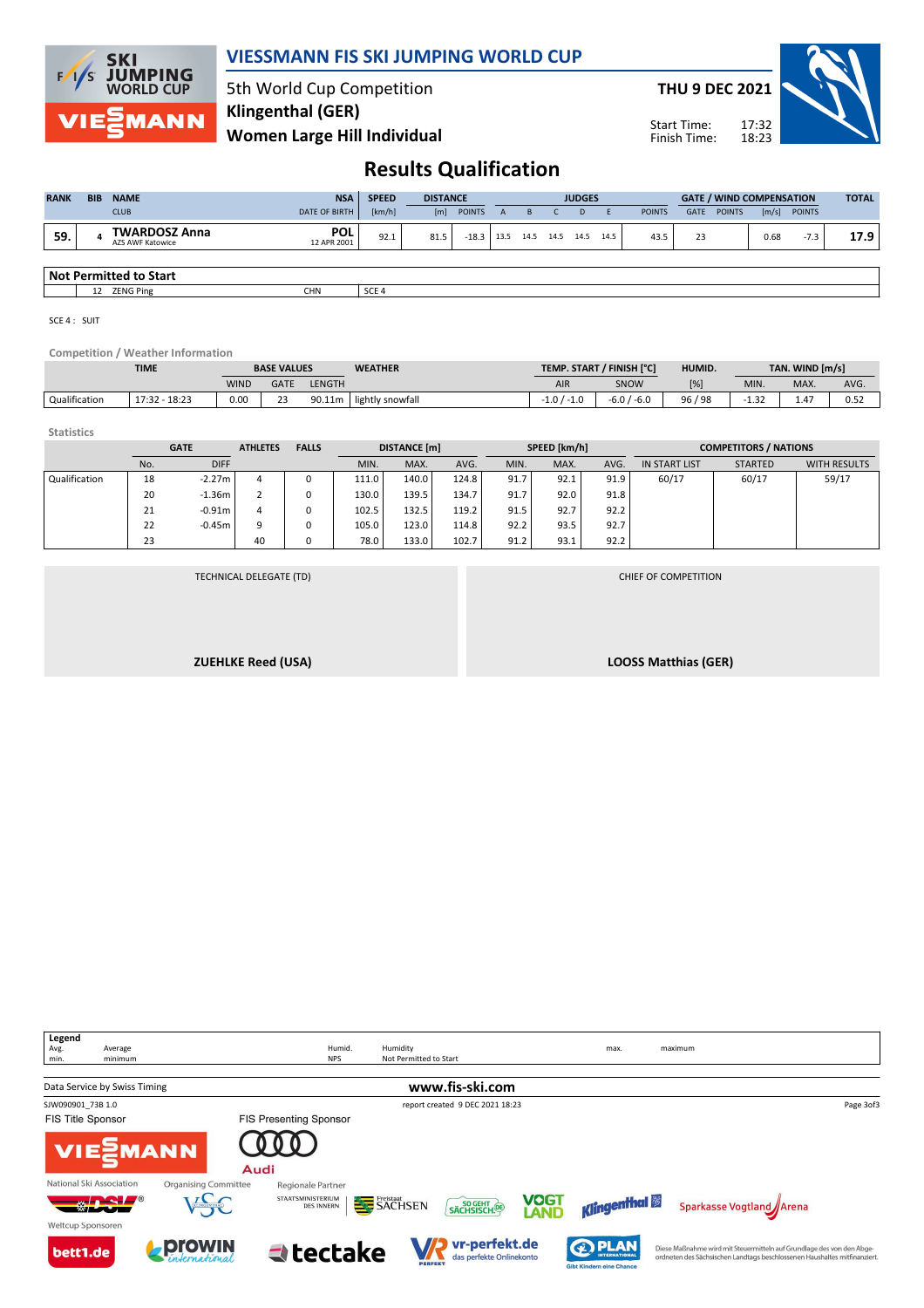# VIESSMANN FIS SKI JUMPING WORLD CUP

5th World Cup Competition
**Klingenthal (GER)**
**Women Large Hill Individual**

**THU 9 DEC 2021**

Start Time: 17:32
Finish Time: 18:23

## Results Qualification

| RANK | BIB | NAME / CLUB | NSA / DATE OF BIRTH | SPEED [km/h] | DISTANCE [m] | DISTANCE POINTS | JUDGES A | B | C | D | E | JUDGES POINTS | GATE | GATE POINTS | WIND [m/s] | WIND POINTS | TOTAL |
|---|---|---|---|---|---|---|---|---|---|---|---|---|---|---|---|---|---|
| 59. | 4 | **TWARDOSZ Anna** AZS AWF Katowice | **POL** 12 APR 2001 | 92.1 | 81.5 | -18.3 | 13.5 | 14.5 | 14.5 | 14.5 | 14.5 | 43.5 | 23 | | 0.68 | -7.3 | **17.9** |

**Not Permitted to Start**

| | | | |
|---|---|---|---|
| 12 | ZENG Ping | CHN | SCE 4 |

SCE 4 : SUIT

Competition / Weather Information

| | TIME | BASE VALUES WIND | GATE | LENGTH | WEATHER | TEMP. START / FINISH [°C] AIR | SNOW | HUMID. [%] | TAN. WIND [m/s] MIN. | MAX. | AVG. |
|---|---|---|---|---|---|---|---|---|---|---|---|
| Qualification | 17:32 - 18:23 | 0.00 | 23 | 90.11m | lightly snowfall | -1.0 / -1.0 | -6.0 / -6.0 | 96 / 98 | -1.32 | 1.47 | 0.52 |

Statistics

| | GATE No. | DIFF | ATHLETES | FALLS | DISTANCE [m] MIN. | MAX. | AVG. | SPEED [km/h] MIN. | MAX. | AVG. | COMPETITORS / NATIONS IN START LIST | STARTED | WITH RESULTS |
|---|---|---|---|---|---|---|---|---|---|---|---|---|---|
| Qualification | 18 | -2.27m | 4 | 0 | 111.0 | 140.0 | 124.8 | 91.7 | 92.1 | 91.9 | 60/17 | 60/17 | 59/17 |
| | 20 | -1.36m | 2 | 0 | 130.0 | 139.5 | 134.7 | 91.7 | 92.0 | 91.8 | | | |
| | 21 | -0.91m | 4 | 0 | 102.5 | 132.5 | 119.2 | 91.5 | 92.7 | 92.2 | | | |
| | 22 | -0.45m | 9 | 0 | 105.0 | 123.0 | 114.8 | 92.2 | 93.5 | 92.7 | | | |
| | 23 | | 40 | 0 | 78.0 | 133.0 | 102.7 | 91.2 | 93.1 | 92.2 | | | |

| TECHNICAL DELEGATE (TD) | CHIEF OF COMPETITION |
|---|---|
| **ZUEHLKE Reed (USA)** | **LOOSS Matthias (GER)** |

**Legend**

| | | | | | |
|---|---|---|---|---|---|
| Avg. | Average | Humid. | Humidity | max. | maximum |
| min. | minimum | NPS | Not Permitted to Start | | |

Data Service by Swiss Timing — www.fis-ski.com

SJW090901_73B 1.0 — report created 9 DEC 2021 18:23

FIS Title Sponsor: VIESSMANN — FIS Presenting Sponsor: Audi

National Ski Association — Organising Committee — Regionale Partner: Staatsministerium des Innern, Freistaat Sachsen, So geht sächsisch, Vogtland, Klingenthal, Sparkasse Vogtland Arena

Weltcup Sponsoren: bett1.de, prowin international, tectake, vr-perfekt.de das perfekte Onlinekonto, Plan International

Diese Maßnahme wird mit Steuermitteln auf Grundlage des von den Abgeordneten des Sächsischen Landtags beschlossenen Haushaltes mitfinanziert.